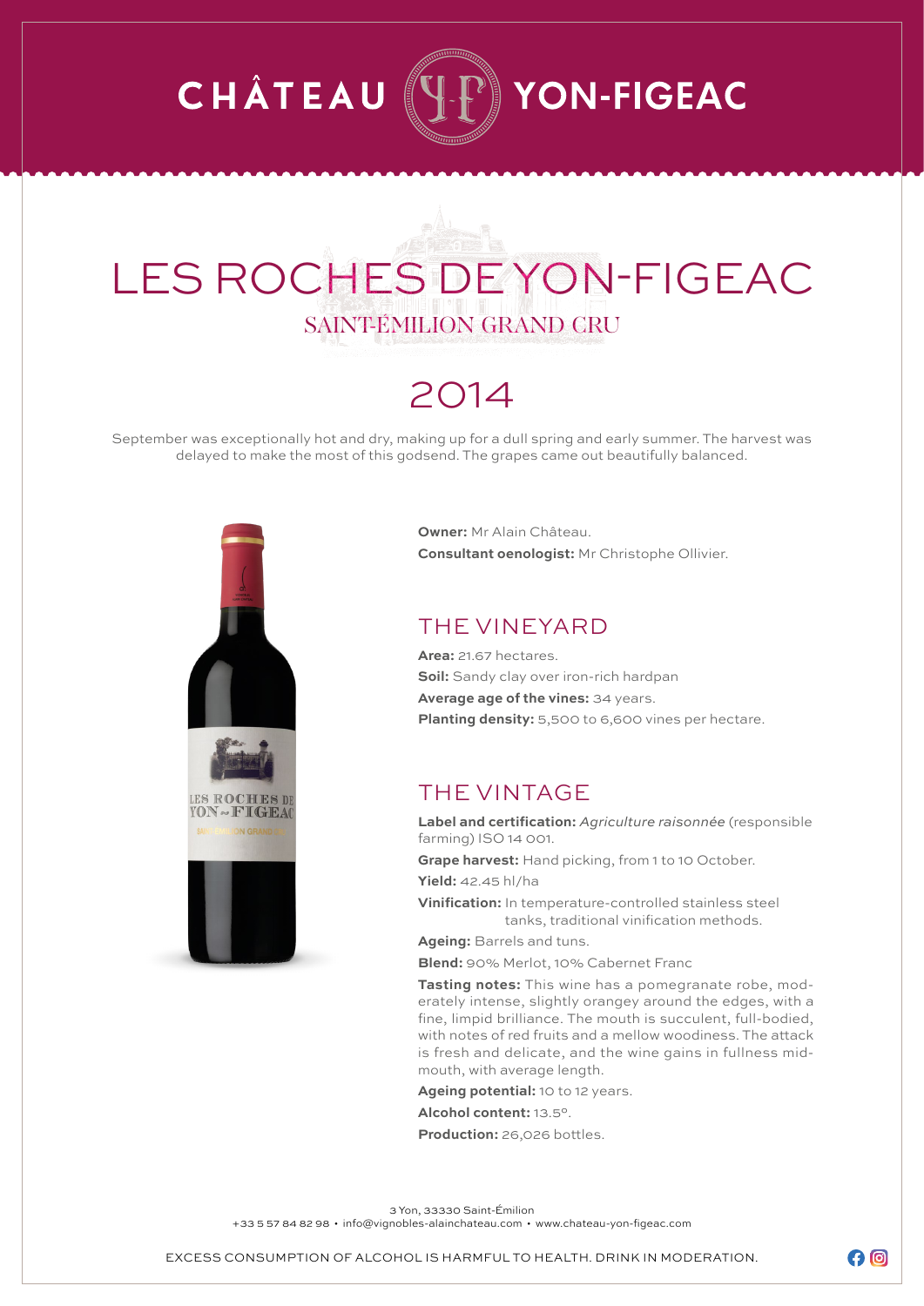# CHÂTEAU YON-FIGEAC

## LES ROCHES DE YON-FIGEAC

### SAINT-ÉMILION GRAND CRU

## 2014

September was exceptionally hot and dry, making up for a dull spring and early summer. The harvest was delayed to make the most of this godsend. The grapes came out beautifully balanced.

**Owner:** Mr Alain Château.
**Consultant oenologist:** Mr Christophe Ollivier.

### THE VINEYARD

**Area:** 21.67 hectares.
**Soil:** Sandy clay over iron-rich hardpan
**Average age of the vines:** 34 years.
**Planting density:** 5,500 to 6,600 vines per hectare.

### THE VINTAGE

**Label and certification:** *Agriculture raisonnée* (responsible farming) ISO 14 001.

**Grape harvest:** Hand picking, from 1 to 10 October.

**Yield:** 42.45 hl/ha

**Vinification:** In temperature-controlled stainless steel tanks, traditional vinification methods.

**Ageing:** Barrels and tuns.

**Blend:** 90% Merlot, 10% Cabernet Franc

**Tasting notes:** This wine has a pomegranate robe, moderately intense, slightly orangey around the edges, with a fine, limpid brilliance. The mouth is succulent, full-bodied, with notes of red fruits and a mellow woodiness. The attack is fresh and delicate, and the wine gains in fullness mid-mouth, with average length.

**Ageing potential:** 10 to 12 years.

**Alcohol content:** 13.5°.

**Production:** 26,026 bottles.

3 Yon, 33330 Saint-Émilion
+33 5 57 84 82 98 • info@vignobles-alainchateau.com • www.chateau-yon-figeac.com

EXCESS CONSUMPTION OF ALCOHOL IS HARMFUL TO HEALTH. DRINK IN MODERATION.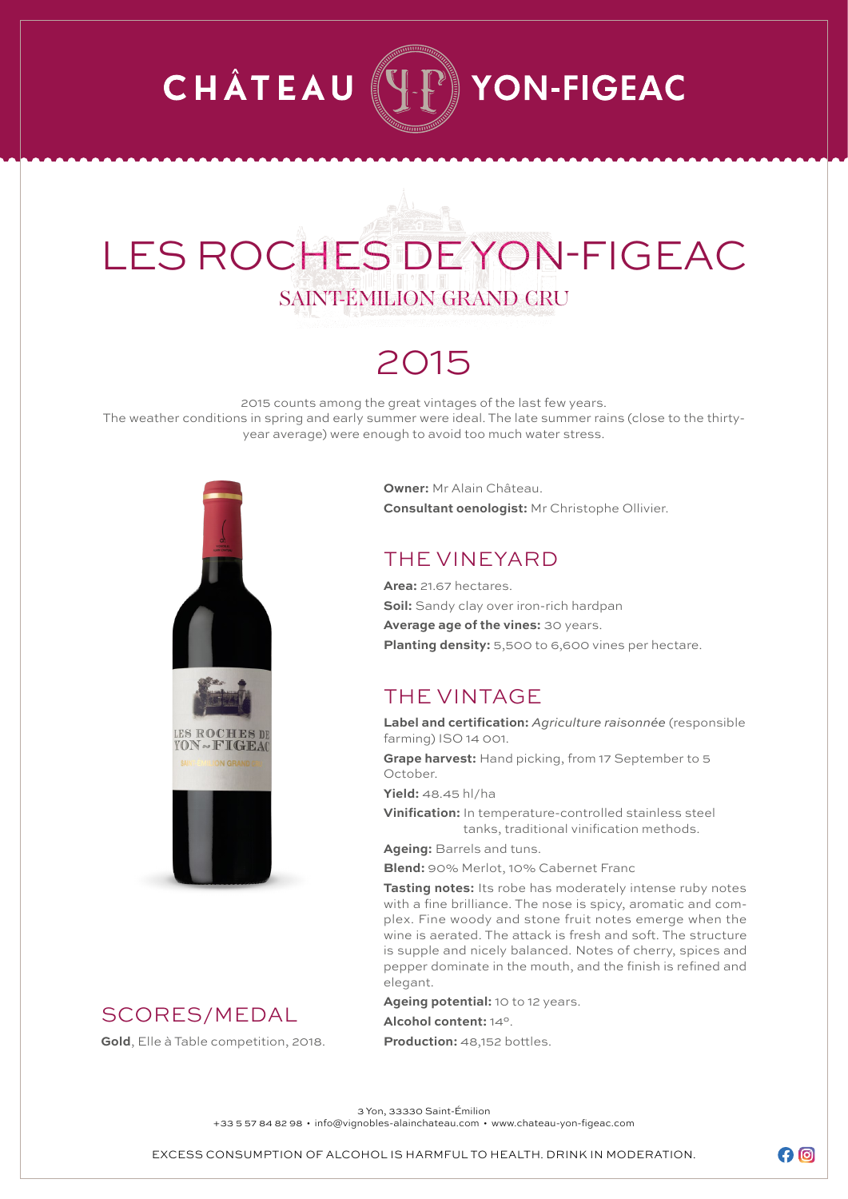# CHÂTEAU YON-FIGEAC

# LES ROCHES DE YON-FIGEAC

## SAINT-ÉMILION GRAND CRU

## 2015

2015 counts among the great vintages of the last few years.
The weather conditions in spring and early summer were ideal. The late summer rains (close to the thirty-year average) were enough to avoid too much water stress.

**Owner:** Mr Alain Château.

**Consultant oenologist:** Mr Christophe Ollivier.

## THE VINEYARD

**Area:** 21.67 hectares.

**Soil:** Sandy clay over iron-rich hardpan

**Average age of the vines:** 30 years.

**Planting density:** 5,500 to 6,600 vines per hectare.

## THE VINTAGE

**Label and certification:** *Agriculture raisonnée* (responsible farming) ISO 14 001.

**Grape harvest:** Hand picking, from 17 September to 5 October.

**Yield:** 48.45 hl/ha

**Vinification:** In temperature-controlled stainless steel tanks, traditional vinification methods.

**Ageing:** Barrels and tuns.

**Blend:** 90% Merlot, 10% Cabernet Franc

**Tasting notes:** Its robe has moderately intense ruby notes with a fine brilliance. The nose is spicy, aromatic and complex. Fine woody and stone fruit notes emerge when the wine is aerated. The attack is fresh and soft. The structure is supple and nicely balanced. Notes of cherry, spices and pepper dominate in the mouth, and the finish is refined and elegant.

**Ageing potential:** 10 to 12 years.

**Alcohol content:** 14°.

**Production:** 48,152 bottles.

## SCORES/MEDAL

**Gold**, Elle à Table competition, 2018.

3 Yon, 33330 Saint-Émilion
+33 5 57 84 82 98 • info@vignobles-alainchateau.com • www.chateau-yon-figeac.com

EXCESS CONSUMPTION OF ALCOHOL IS HARMFUL TO HEALTH. DRINK IN MODERATION.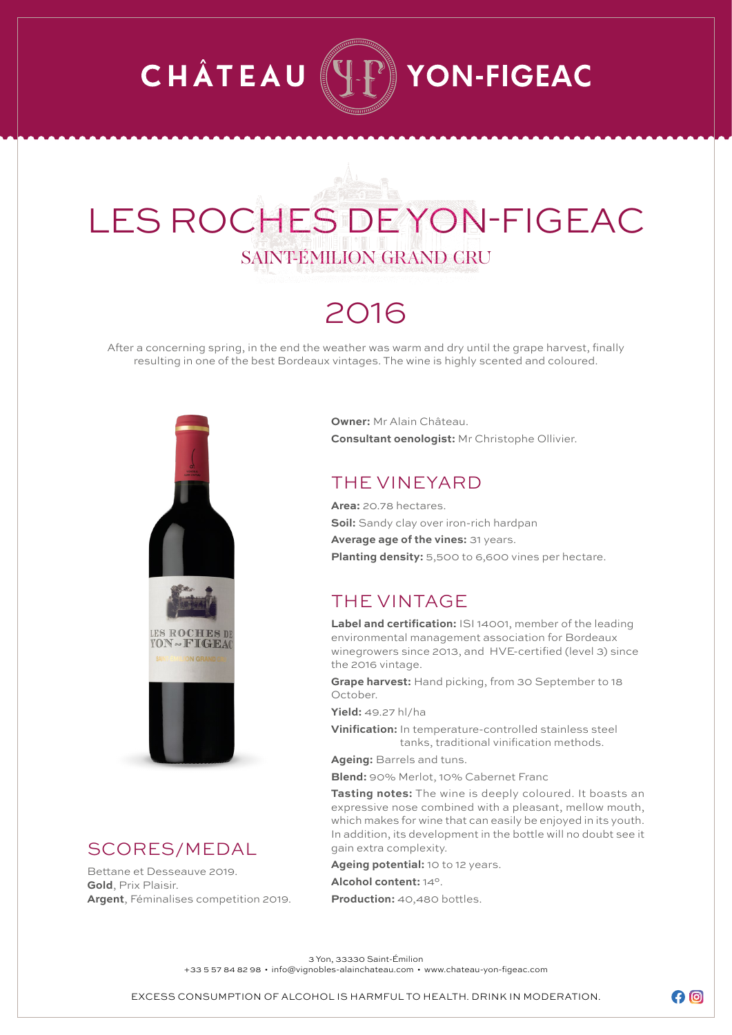# CHÂTEAU YON-FIGEAC

# LES ROCHES DE YON-FIGEAC

## SAINT-ÉMILION GRAND CRU

## 2016

After a concerning spring, in the end the weather was warm and dry until the grape harvest, finally resulting in one of the best Bordeaux vintages. The wine is highly scented and coloured.

**Owner:** Mr Alain Château.

**Consultant oenologist:** Mr Christophe Ollivier.

## THE VINEYARD

**Area:** 20.78 hectares.

**Soil:** Sandy clay over iron-rich hardpan

**Average age of the vines:** 31 years.

**Planting density:** 5,500 to 6,600 vines per hectare.

## THE VINTAGE

**Label and certification:** ISI 14001, member of the leading environmental management association for Bordeaux winegrowers since 2013, and HVE-certified (level 3) since the 2016 vintage.

**Grape harvest:** Hand picking, from 30 September to 18 October.

**Yield:** 49.27 hl/ha

**Vinification:** In temperature-controlled stainless steel tanks, traditional vinification methods.

**Ageing:** Barrels and tuns.

**Blend:** 90% Merlot, 10% Cabernet Franc

**Tasting notes:** The wine is deeply coloured. It boasts an expressive nose combined with a pleasant, mellow mouth, which makes for wine that can easily be enjoyed in its youth. In addition, its development in the bottle will no doubt see it gain extra complexity.

**Ageing potential:** 10 to 12 years.

**Alcohol content:** 14°.

**Production:** 40,480 bottles.

## SCORES/MEDAL

Bettane et Desseauve 2019.
**Gold**, Prix Plaisir.
**Argent**, Féminalises competition 2019.

3 Yon, 33330 Saint-Émilion
+33 5 57 84 82 98 • info@vignobles-alainchateau.com • www.chateau-yon-figeac.com

EXCESS CONSUMPTION OF ALCOHOL IS HARMFUL TO HEALTH. DRINK IN MODERATION.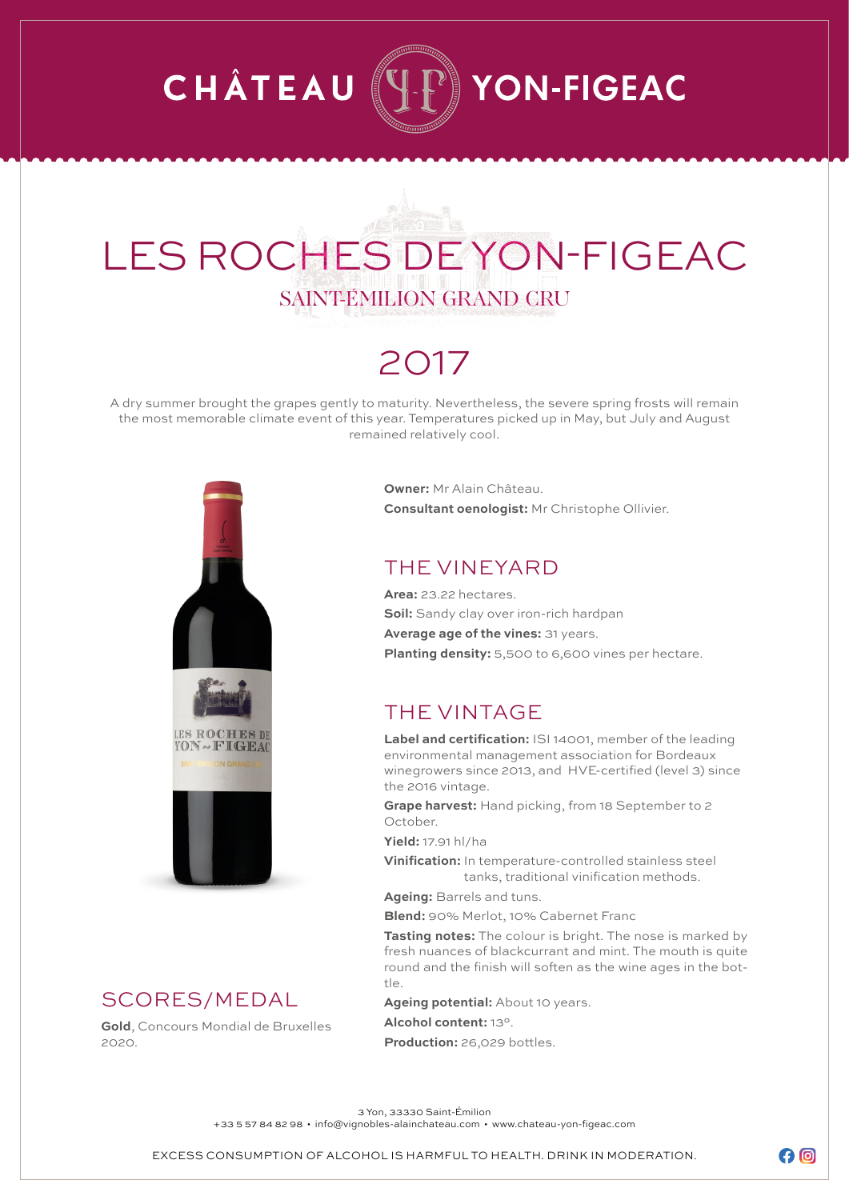# CHÂTEAU YON-FIGEAC

## LES ROCHES DE YON-FIGEAC

SAINT-ÉMILION GRAND CRU

## 2017

A dry summer brought the grapes gently to maturity. Nevertheless, the severe spring frosts will remain the most memorable climate event of this year. Temperatures picked up in May, but July and August remained relatively cool.

**Owner:** Mr Alain Château.

**Consultant oenologist:** Mr Christophe Ollivier.

### THE VINEYARD

**Area:** 23.22 hectares.

**Soil:** Sandy clay over iron-rich hardpan

**Average age of the vines:** 31 years.

**Planting density:** 5,500 to 6,600 vines per hectare.

### THE VINTAGE

**Label and certification:** ISI 14001, member of the leading environmental management association for Bordeaux winegrowers since 2013, and HVE-certified (level 3) since the 2016 vintage.

**Grape harvest:** Hand picking, from 18 September to 2 October.

**Yield:** 17.91 hl/ha

**Vinification:** In temperature-controlled stainless steel tanks, traditional vinification methods.

**Ageing:** Barrels and tuns.

**Blend:** 90% Merlot, 10% Cabernet Franc

**Tasting notes:** The colour is bright. The nose is marked by fresh nuances of blackcurrant and mint. The mouth is quite round and the finish will soften as the wine ages in the bottle.

**Ageing potential:** About 10 years.

**Alcohol content:** 13°.

**Production:** 26,029 bottles.

### SCORES/MEDAL

**Gold**, Concours Mondial de Bruxelles 2020.

3 Yon, 33330 Saint-Émilion
+33 5 57 84 82 98 • info@vignobles-alainchateau.com • www.chateau-yon-figeac.com

EXCESS CONSUMPTION OF ALCOHOL IS HARMFUL TO HEALTH. DRINK IN MODERATION.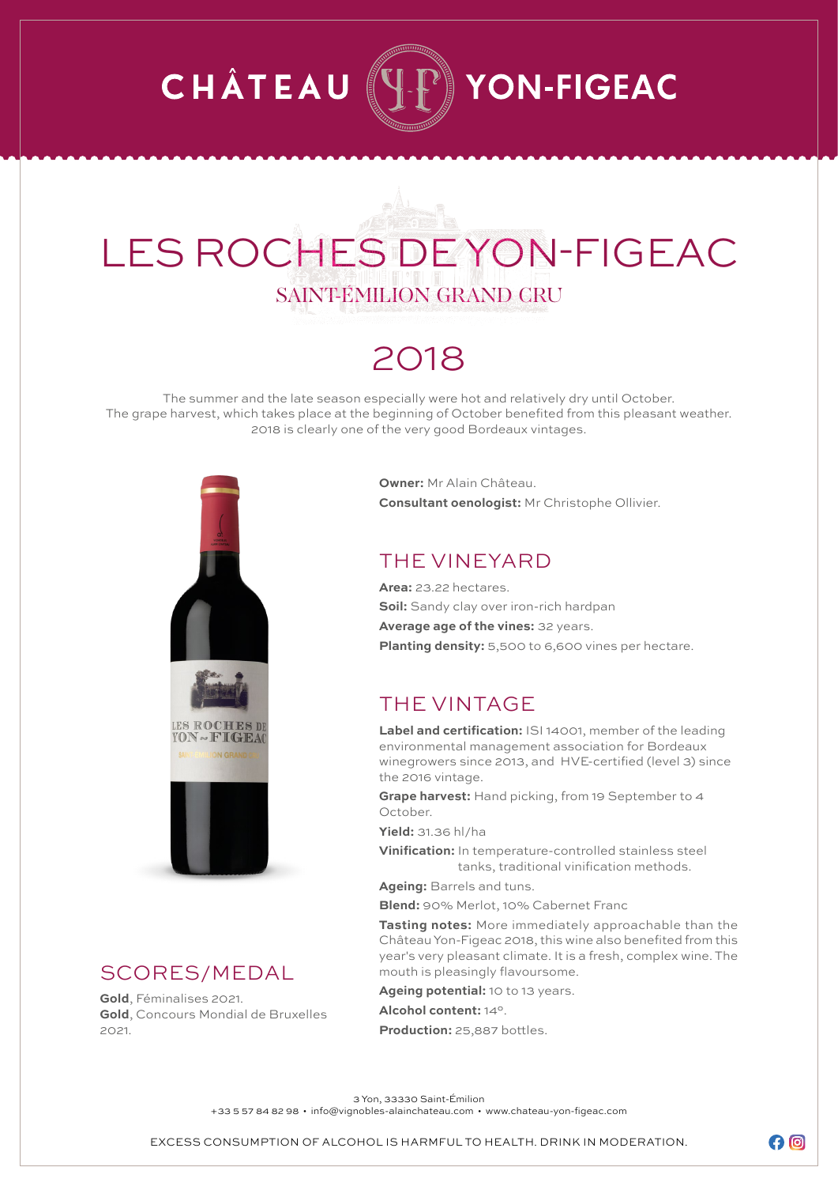# CHÂTEAU YON-FIGEAC

## LES ROCHES DE YON-FIGEAC

SAINT-ÉMILION GRAND CRU

## 2018

The summer and the late season especially were hot and relatively dry until October.
The grape harvest, which takes place at the beginning of October benefited from this pleasant weather.
2018 is clearly one of the very good Bordeaux vintages.

**Owner:** Mr Alain Château.

**Consultant oenologist:** Mr Christophe Ollivier.

### THE VINEYARD

**Area:** 23.22 hectares.

**Soil:** Sandy clay over iron-rich hardpan

**Average age of the vines:** 32 years.

**Planting density:** 5,500 to 6,600 vines per hectare.

### THE VINTAGE

**Label and certification:** ISI 14001, member of the leading environmental management association for Bordeaux winegrowers since 2013, and HVE-certified (level 3) since the 2016 vintage.

**Grape harvest:** Hand picking, from 19 September to 4 October.

**Yield:** 31.36 hl/ha

**Vinification:** In temperature-controlled stainless steel tanks, traditional vinification methods.

**Ageing:** Barrels and tuns.

**Blend:** 90% Merlot, 10% Cabernet Franc

**Tasting notes:** More immediately approachable than the Château Yon-Figeac 2018, this wine also benefited from this year's very pleasant climate. It is a fresh, complex wine. The mouth is pleasingly flavoursome.

**Ageing potential:** 10 to 13 years.

**Alcohol content:** 14°.

**Production:** 25,887 bottles.

### SCORES/MEDAL

**Gold**, Féminalises 2021.

**Gold**, Concours Mondial de Bruxelles 2021.

3 Yon, 33330 Saint-Émilion
+33 5 57 84 82 98 • info@vignobles-alainchateau.com • www.chateau-yon-figeac.com

EXCESS CONSUMPTION OF ALCOHOL IS HARMFUL TO HEALTH. DRINK IN MODERATION.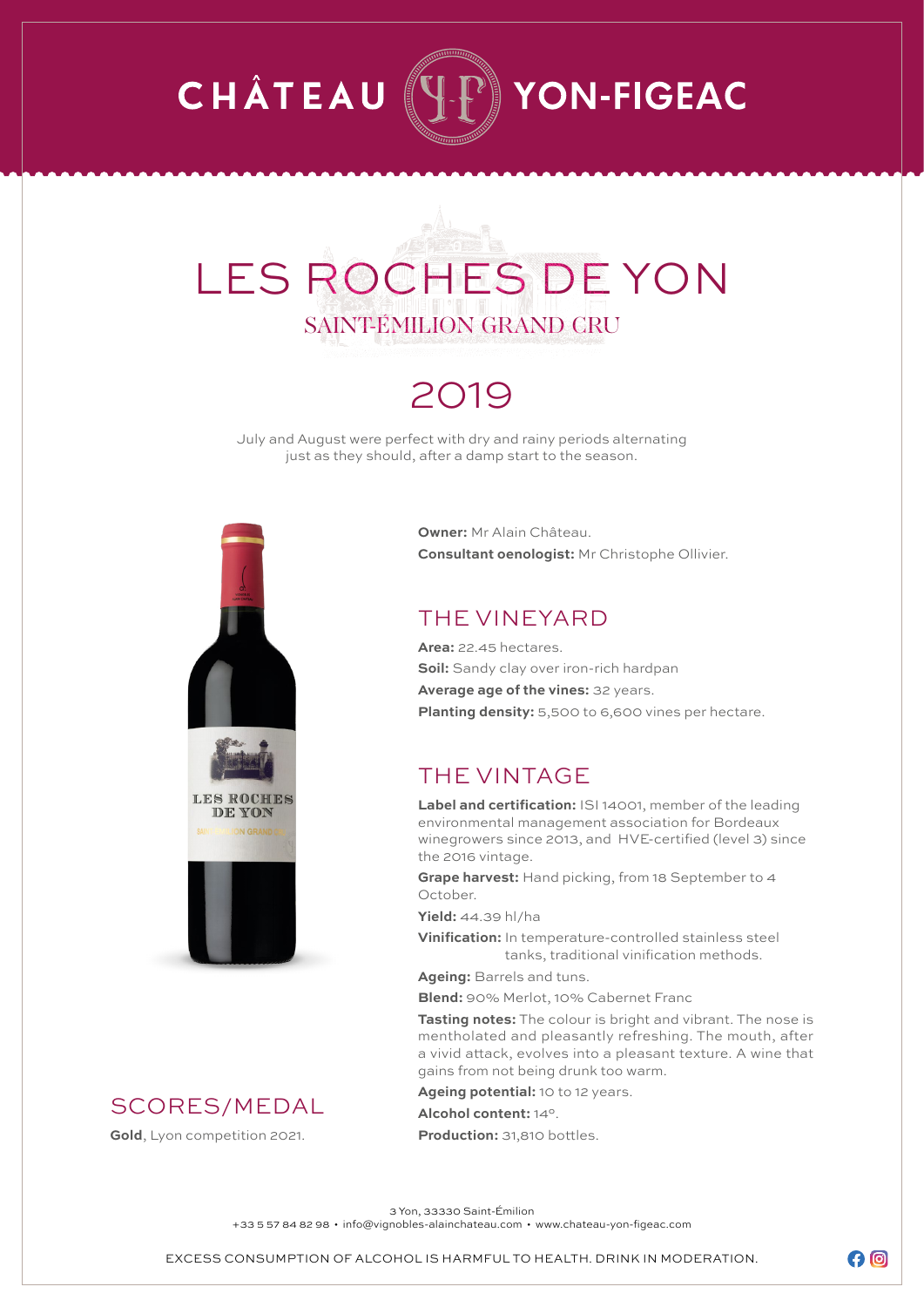# CHÂTEAU YON-FIGEAC

## LES ROCHES DE YON

SAINT-ÉMILION GRAND CRU

## 2019

July and August were perfect with dry and rainy periods alternating just as they should, after a damp start to the season.

**Owner:** Mr Alain Château.
**Consultant oenologist:** Mr Christophe Ollivier.

### THE VINEYARD

**Area:** 22.45 hectares.
**Soil:** Sandy clay over iron-rich hardpan
**Average age of the vines:** 32 years.
**Planting density:** 5,500 to 6,600 vines per hectare.

### THE VINTAGE

**Label and certification:** ISI 14001, member of the leading environmental management association for Bordeaux winegrowers since 2013, and HVE-certified (level 3) since the 2016 vintage.

**Grape harvest:** Hand picking, from 18 September to 4 October.

**Yield:** 44.39 hl/ha

**Vinification:** In temperature-controlled stainless steel tanks, traditional vinification methods.

**Ageing:** Barrels and tuns.

**Blend:** 90% Merlot, 10% Cabernet Franc

**Tasting notes:** The colour is bright and vibrant. The nose is mentholated and pleasantly refreshing. The mouth, after a vivid attack, evolves into a pleasant texture. A wine that gains from not being drunk too warm.

**Ageing potential:** 10 to 12 years.

**Alcohol content:** 14°.

**Production:** 31,810 bottles.

### SCORES/MEDAL

**Gold**, Lyon competition 2021.

3 Yon, 33330 Saint-Émilion
+33 5 57 84 82 98 • info@vignobles-alainchateau.com • www.chateau-yon-figeac.com

EXCESS CONSUMPTION OF ALCOHOL IS HARMFUL TO HEALTH. DRINK IN MODERATION.